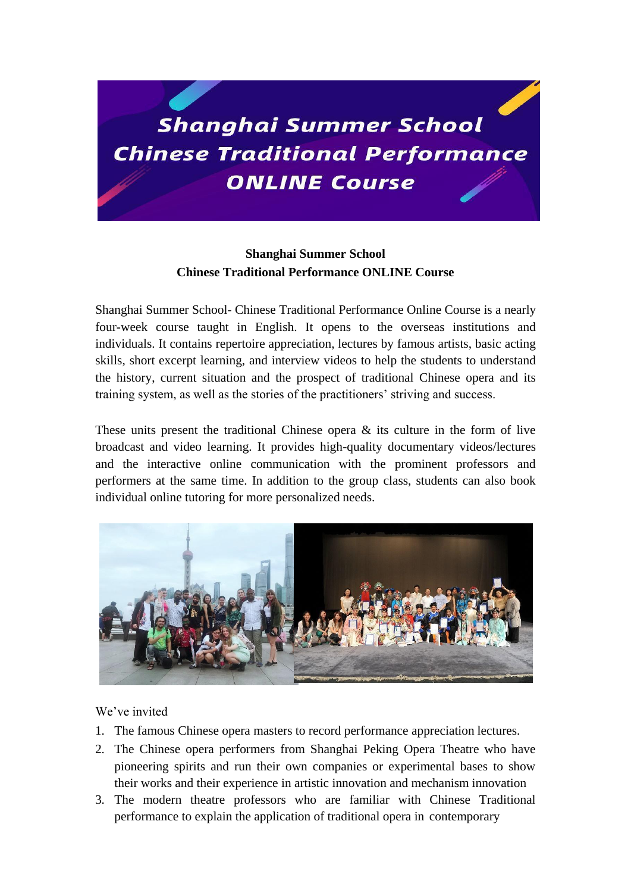# Shanghai Summer School
# Chinese Traditional Performance ONLINE Course

**Shanghai Summer School**
**Chinese Traditional Performance ONLINE Course**

Shanghai Summer School- Chinese Traditional Performance Online Course is a nearly four-week course taught in English. It opens to the overseas institutions and individuals. It contains repertoire appreciation, lectures by famous artists, basic acting skills, short excerpt learning, and interview videos to help the students to understand the history, current situation and the prospect of traditional Chinese opera and its training system, as well as the stories of the practitioners' striving and success.

These units present the traditional Chinese opera & its culture in the form of live broadcast and video learning. It provides high-quality documentary videos/lectures and the interactive online communication with the prominent professors and performers at the same time. In addition to the group class, students can also book individual online tutoring for more personalized needs.

We've invited

1. The famous Chinese opera masters to record performance appreciation lectures.
2. The Chinese opera performers from Shanghai Peking Opera Theatre who have pioneering spirits and run their own companies or experimental bases to show their works and their experience in artistic innovation and mechanism innovation
3. The modern theatre professors who are familiar with Chinese Traditional performance to explain the application of traditional opera in contemporary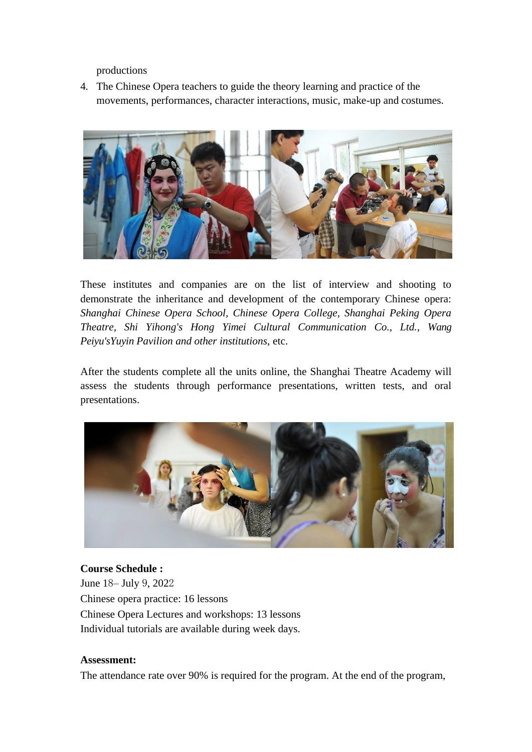productions

4. The Chinese Opera teachers to guide the theory learning and practice of the movements, performances, character interactions, music, make-up and costumes.

These institutes and companies are on the list of interview and shooting to demonstrate the inheritance and development of the contemporary Chinese opera: *Shanghai Chinese Opera School*, *Chinese Opera College*, *Shanghai Peking Opera Theatre*, *Shi Yihong's Hong Yimei Cultural Communication Co., Ltd.*, *Wang Peiyu'sYuyin Pavilion and other institutions*, etc.

After the students complete all the units online, the Shanghai Theatre Academy will assess the students through performance presentations, written tests, and oral presentations.

**Course Schedule :**

June 18– July 9, 2022

Chinese opera practice: 16 lessons

Chinese Opera Lectures and workshops: 13 lessons

Individual tutorials are available during week days.

**Assessment:**

The attendance rate over 90% is required for the program. At the end of the program,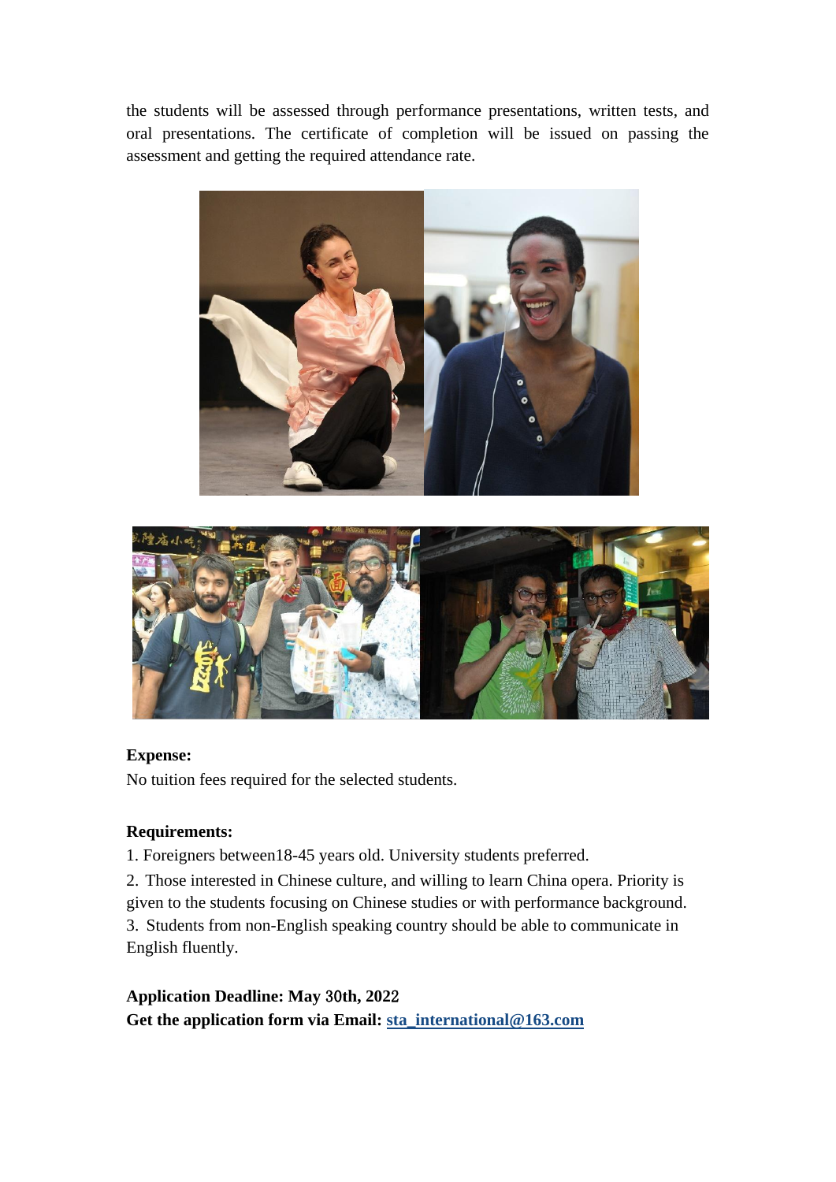the students will be assessed through performance presentations, written tests, and oral presentations. The certificate of completion will be issued on passing the assessment and getting the required attendance rate.

**Expense:**

No tuition fees required for the selected students.

**Requirements:**

1. Foreigners between18-45 years old. University students preferred.
2. Those interested in Chinese culture, and willing to learn China opera. Priority is given to the students focusing on Chinese studies or with performance background.
3. Students from non-English speaking country should be able to communicate in English fluently.

**Application Deadline: May 30th, 2022**

**Get the application form via Email: sta_international@163.com**